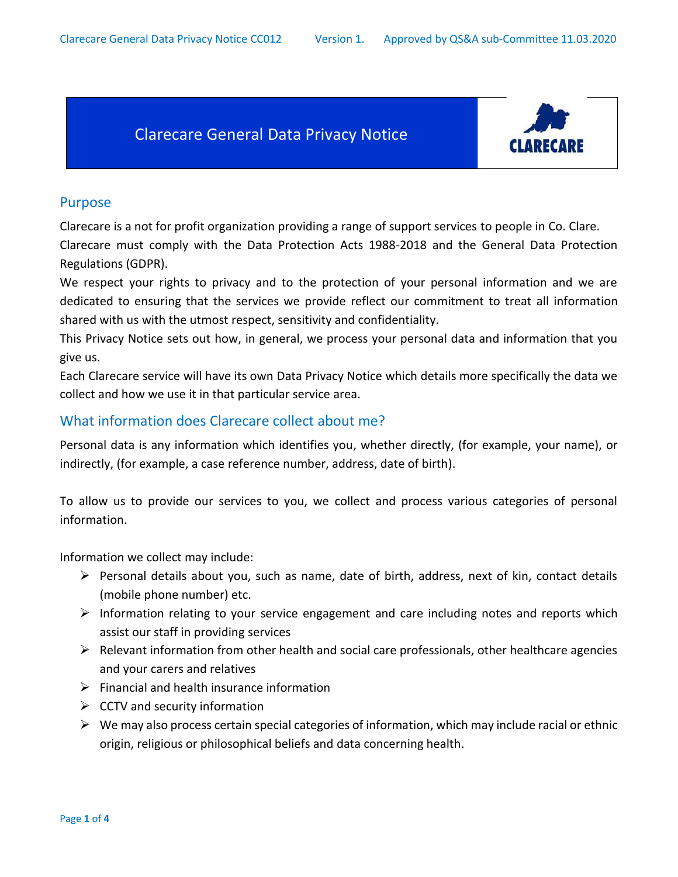# Clarecare General Data Privacy Notice

CLARECARE

## Purpose

Clarecare is a not for profit organization providing a range of support services to people in Co. Clare.

Clarecare must comply with the Data Protection Acts 1988-2018 and the General Data Protection Regulations (GDPR).

We respect your rights to privacy and to the protection of your personal information and we are dedicated to ensuring that the services we provide reflect our commitment to treat all information shared with us with the utmost respect, sensitivity and confidentiality.

This Privacy Notice sets out how, in general, we process your personal data and information that you give us.

Each Clarecare service will have its own Data Privacy Notice which details more specifically the data we collect and how we use it in that particular service area.

## What information does Clarecare collect about me?

Personal data is any information which identifies you, whether directly, (for example, your name), or indirectly, (for example, a case reference number, address, date of birth).

To allow us to provide our services to you, we collect and process various categories of personal information.

Information we collect may include:

- Personal details about you, such as name, date of birth, address, next of kin, contact details (mobile phone number) etc.
- Information relating to your service engagement and care including notes and reports which assist our staff in providing services
- Relevant information from other health and social care professionals, other healthcare agencies and your carers and relatives
- Financial and health insurance information
- CCTV and security information
- We may also process certain special categories of information, which may include racial or ethnic origin, religious or philosophical beliefs and data concerning health.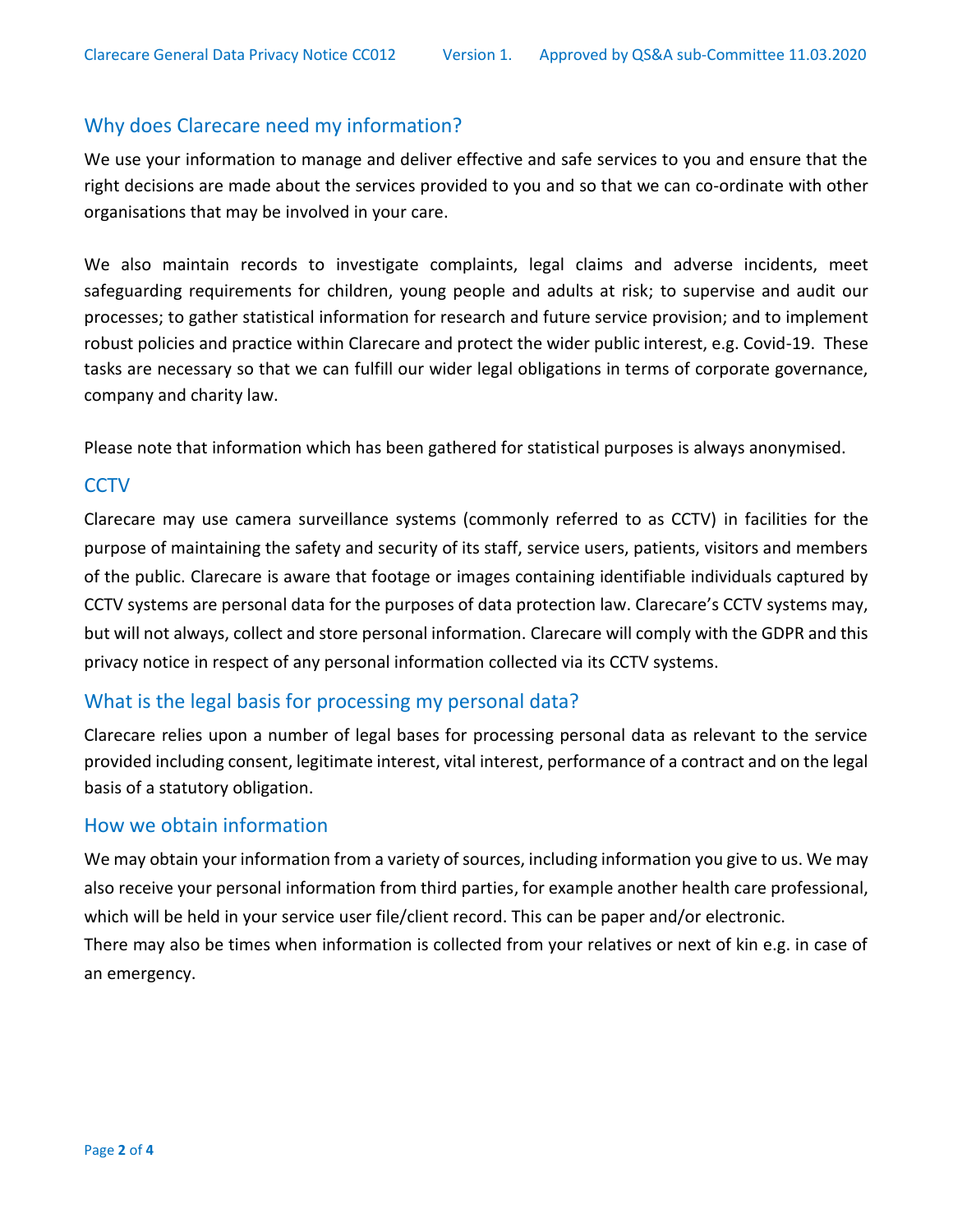## Why does Clarecare need my information?

We use your information to manage and deliver effective and safe services to you and ensure that the right decisions are made about the services provided to you and so that we can co-ordinate with other organisations that may be involved in your care.

We also maintain records to investigate complaints, legal claims and adverse incidents, meet safeguarding requirements for children, young people and adults at risk; to supervise and audit our processes; to gather statistical information for research and future service provision; and to implement robust policies and practice within Clarecare and protect the wider public interest, e.g. Covid-19. These tasks are necessary so that we can fulfill our wider legal obligations in terms of corporate governance, company and charity law.

Please note that information which has been gathered for statistical purposes is always anonymised.

## CCTV

Clarecare may use camera surveillance systems (commonly referred to as CCTV) in facilities for the purpose of maintaining the safety and security of its staff, service users, patients, visitors and members of the public. Clarecare is aware that footage or images containing identifiable individuals captured by CCTV systems are personal data for the purposes of data protection law. Clarecare's CCTV systems may, but will not always, collect and store personal information. Clarecare will comply with the GDPR and this privacy notice in respect of any personal information collected via its CCTV systems.

## What is the legal basis for processing my personal data?

Clarecare relies upon a number of legal bases for processing personal data as relevant to the service provided including consent, legitimate interest, vital interest, performance of a contract and on the legal basis of a statutory obligation.

## How we obtain information

We may obtain your information from a variety of sources, including information you give to us. We may also receive your personal information from third parties, for example another health care professional, which will be held in your service user file/client record. This can be paper and/or electronic.
There may also be times when information is collected from your relatives or next of kin e.g. in case of an emergency.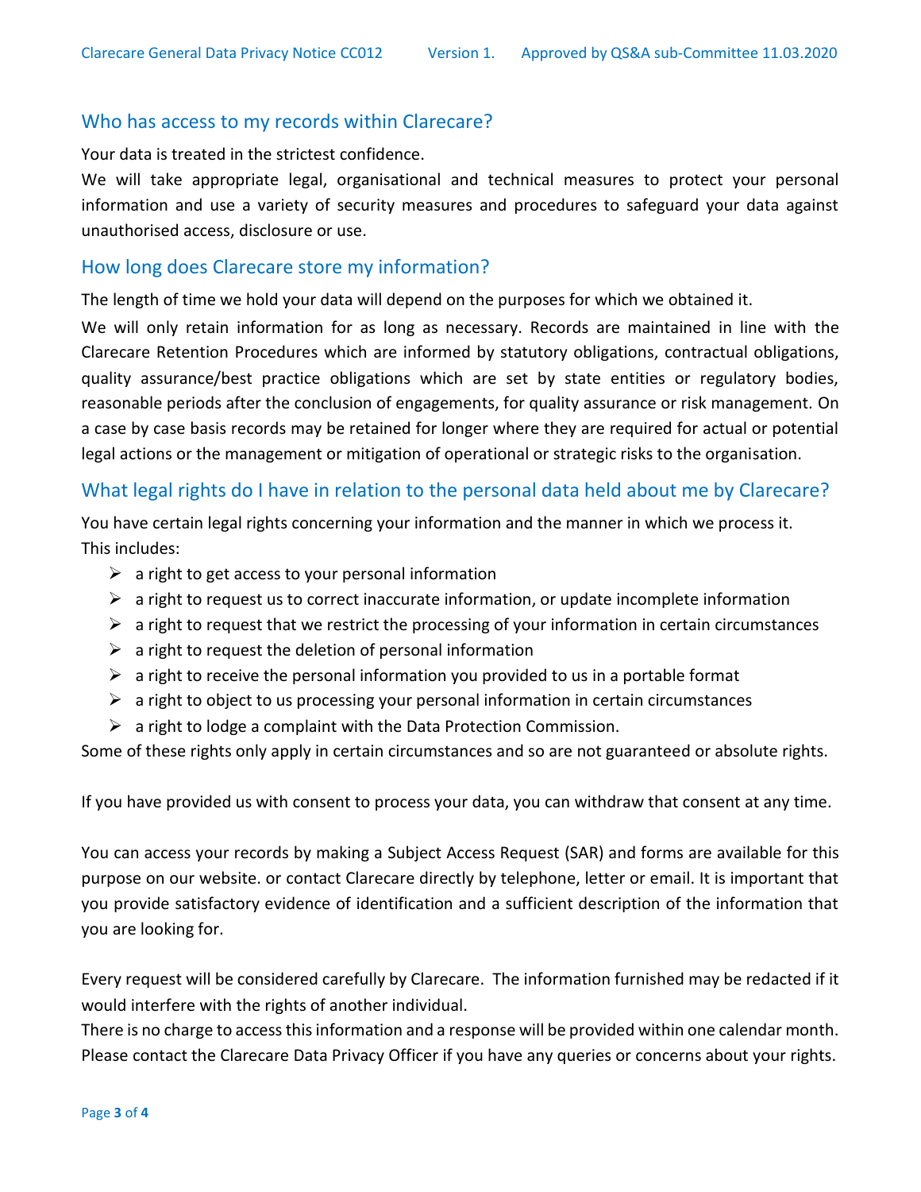## Who has access to my records within Clarecare?

Your data is treated in the strictest confidence.

We will take appropriate legal, organisational and technical measures to protect your personal information and use a variety of security measures and procedures to safeguard your data against unauthorised access, disclosure or use.

## How long does Clarecare store my information?

The length of time we hold your data will depend on the purposes for which we obtained it.

We will only retain information for as long as necessary. Records are maintained in line with the Clarecare Retention Procedures which are informed by statutory obligations, contractual obligations, quality assurance/best practice obligations which are set by state entities or regulatory bodies, reasonable periods after the conclusion of engagements, for quality assurance or risk management. On a case by case basis records may be retained for longer where they are required for actual or potential legal actions or the management or mitigation of operational or strategic risks to the organisation.

## What legal rights do I have in relation to the personal data held about me by Clarecare?

You have certain legal rights concerning your information and the manner in which we process it. This includes:

- a right to get access to your personal information
- a right to request us to correct inaccurate information, or update incomplete information
- a right to request that we restrict the processing of your information in certain circumstances
- a right to request the deletion of personal information
- a right to receive the personal information you provided to us in a portable format
- a right to object to us processing your personal information in certain circumstances
- a right to lodge a complaint with the Data Protection Commission.

Some of these rights only apply in certain circumstances and so are not guaranteed or absolute rights.

If you have provided us with consent to process your data, you can withdraw that consent at any time.

You can access your records by making a Subject Access Request (SAR) and forms are available for this purpose on our website. or contact Clarecare directly by telephone, letter or email. It is important that you provide satisfactory evidence of identification and a sufficient description of the information that you are looking for.

Every request will be considered carefully by Clarecare. The information furnished may be redacted if it would interfere with the rights of another individual.

There is no charge to access this information and a response will be provided within one calendar month. Please contact the Clarecare Data Privacy Officer if you have any queries or concerns about your rights.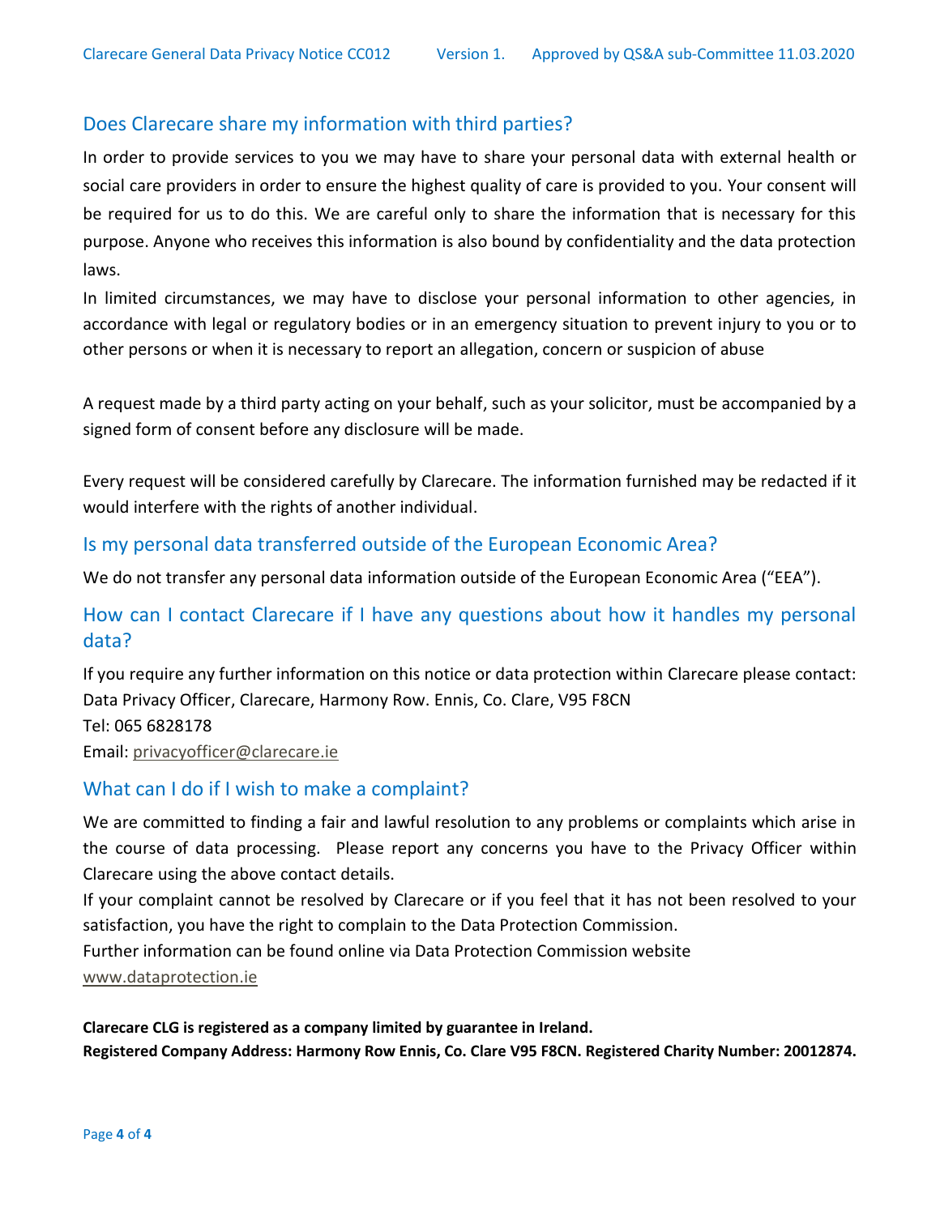## Does Clarecare share my information with third parties?

In order to provide services to you we may have to share your personal data with external health or social care providers in order to ensure the highest quality of care is provided to you. Your consent will be required for us to do this. We are careful only to share the information that is necessary for this purpose. Anyone who receives this information is also bound by confidentiality and the data protection laws.

In limited circumstances, we may have to disclose your personal information to other agencies, in accordance with legal or regulatory bodies or in an emergency situation to prevent injury to you or to other persons or when it is necessary to report an allegation, concern or suspicion of abuse

A request made by a third party acting on your behalf, such as your solicitor, must be accompanied by a signed form of consent before any disclosure will be made.

Every request will be considered carefully by Clarecare. The information furnished may be redacted if it would interfere with the rights of another individual.

## Is my personal data transferred outside of the European Economic Area?

We do not transfer any personal data information outside of the European Economic Area ("EEA").

## How can I contact Clarecare if I have any questions about how it handles my personal data?

If you require any further information on this notice or data protection within Clarecare please contact:
Data Privacy Officer, Clarecare, Harmony Row. Ennis, Co. Clare, V95 F8CN
Tel: 065 6828178
Email: privacyofficer@clarecare.ie

## What can I do if I wish to make a complaint?

We are committed to finding a fair and lawful resolution to any problems or complaints which arise in the course of data processing. Please report any concerns you have to the Privacy Officer within Clarecare using the above contact details.

If your complaint cannot be resolved by Clarecare or if you feel that it has not been resolved to your satisfaction, you have the right to complain to the Data Protection Commission.

Further information can be found online via Data Protection Commission website
www.dataprotection.ie

**Clarecare CLG is registered as a company limited by guarantee in Ireland.**
**Registered Company Address: Harmony Row Ennis, Co. Clare V95 F8CN. Registered Charity Number: 20012874.**